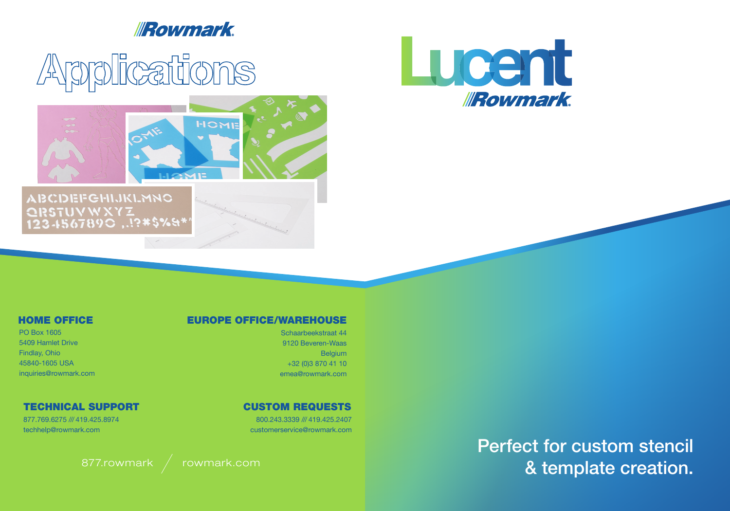Rowmark

# Applications

# Lucent

Rowmark

Perfect for custom stencil & template creation.

### HOME OFFICE

PO Box 1605
5409 Hamlet Drive
Findlay, Ohio
45840-1605 USA
inquiries@rowmark.com

### EUROPE OFFICE/WAREHOUSE

Schaarbeekstraat 44
9120 Beveren-Waas
Belgium
+32 (0)3 870 41 10
emea@rowmark.com

### TECHNICAL SUPPORT

877.769.6275 /// 419.425.8974
techhelp@rowmark.com

### CUSTOM REQUESTS

800.243.3339 /// 419.425.2407
customerservice@rowmark.com

877.rowmark / rowmark.com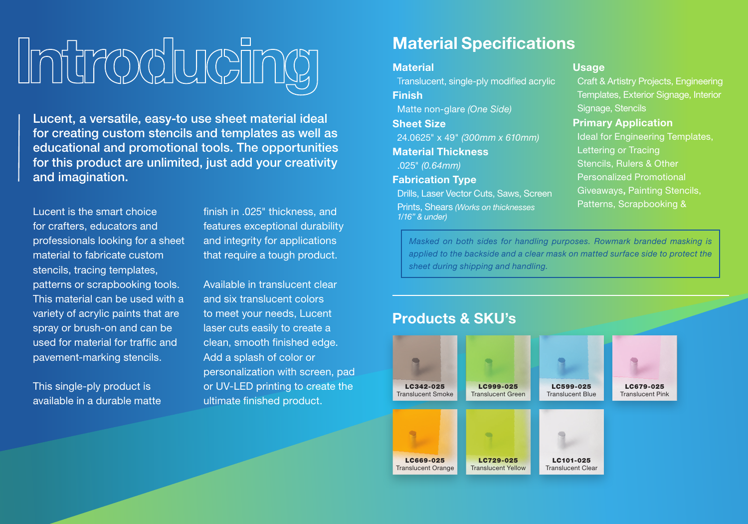# Introducing

**Lucent, a versatile, easy-to use sheet material ideal for creating custom stencils and templates as well as educational and promotional tools. The opportunities for this product are unlimited, just add your creativity and imagination.**

Lucent is the smart choice for crafters, educators and professionals looking for a sheet material to fabricate custom stencils, tracing templates, patterns or scrapbooking tools. This material can be used with a variety of acrylic paints that are spray or brush-on and can be used for material for traffic and pavement-marking stencils.

This single-ply product is available in a durable matte finish in .025" thickness, and features exceptional durability and integrity for applications that require a tough product.

Available in translucent clear and six translucent colors to meet your needs, Lucent laser cuts easily to create a clean, smooth finished edge. Add a splash of color or personalization with screen, pad or UV-LED printing to create the ultimate finished product.

## Material Specifications

**Material**
Translucent, single-ply modified acrylic

**Finish**
Matte non-glare *(One Side)*

**Sheet Size**
24.0625" x 49" *(300mm x 610mm)*

**Material Thickness**
.025" *(0.64mm)*

**Fabrication Type**
Drills, Laser Vector Cuts, Saws, Screen Prints, Shears *(Works on thicknesses 1/16" & under)*

**Usage**
Craft & Artistry Projects, Engineering Templates, Exterior Signage, Interior Signage, Stencils

**Primary Application**
Ideal for Engineering Templates, Lettering or Tracing Stencils, Rulers & Other Personalized Promotional Giveaways, Painting Stencils, Patterns, Scrapbooking &

*Masked on both sides for handling purposes. Rowmark branded masking is applied to the backside and a clear mask on matted surface side to protect the sheet during shipping and handling.*

## Products & SKU's

**LC342-025** Translucent Smoke

**LC999-025** Translucent Green

**LC599-025** Translucent Blue

**LC679-025** Translucent Pink

**LC669-025** Translucent Orange

**LC729-025** Translucent Yellow

**LC101-025** Translucent Clear